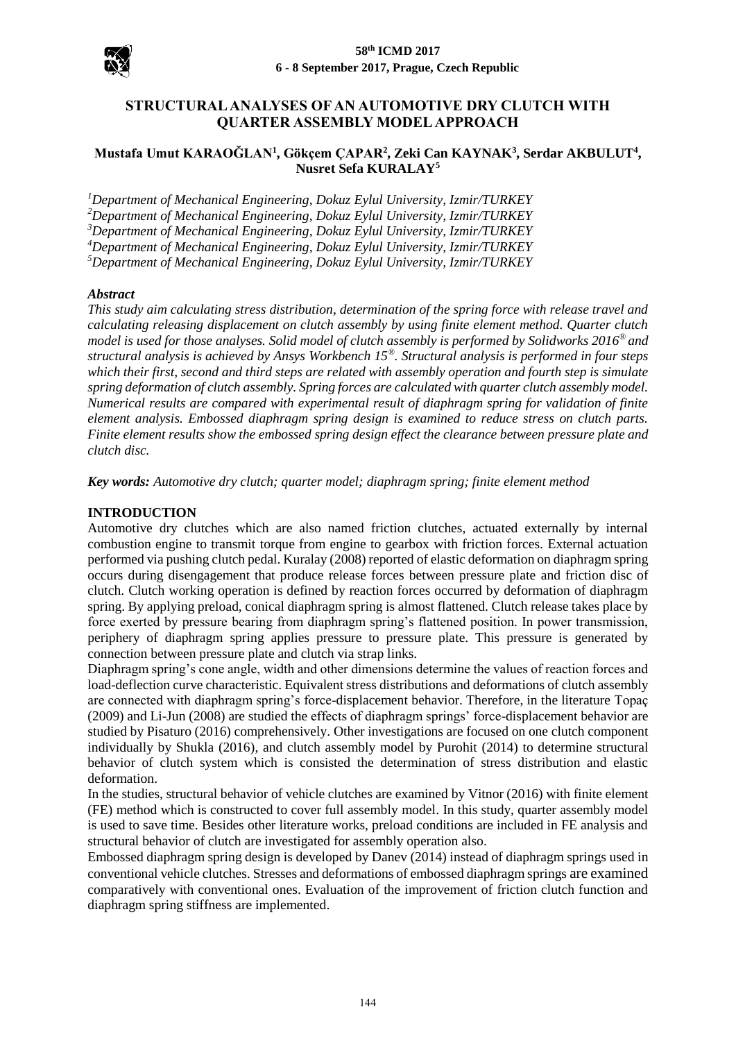# STRUCTURAL ANALYSES OF AN AUTOMOTIVE DRY CLUTCH WITH QUARTER ASSEMBLY MODEL APPROACH

**Mustafa Umut KARAOĞLAN[1], Gökçem ÇAPAR[2], Zeki Can KAYNAK[3], Serdar AKBULUT[4], Nusret Sefa KURALAY[5]**

*[1]Department of Mechanical Engineering, Dokuz Eylul University, Izmir/TURKEY*
*[2]Department of Mechanical Engineering, Dokuz Eylul University, Izmir/TURKEY*
*[3]Department of Mechanical Engineering, Dokuz Eylul University, Izmir/TURKEY*
*[4]Department of Mechanical Engineering, Dokuz Eylul University, Izmir/TURKEY*
*[5]Department of Mechanical Engineering, Dokuz Eylul University, Izmir/TURKEY*

***Abstract***

*This study aim calculating stress distribution, determination of the spring force with release travel and calculating releasing displacement on clutch assembly by using finite element method. Quarter clutch model is used for those analyses. Solid model of clutch assembly is performed by Solidworks 2016® and structural analysis is achieved by Ansys Workbench 15®. Structural analysis is performed in four steps which their first, second and third steps are related with assembly operation and fourth step is to simulate spring deformation of clutch assembly. Spring forces are calculated with quarter clutch assembly model. Numerical results are compared with experimental result of diaphragm spring for validation of finite element analysis. Embossed diaphragm spring design is examined to reduce stress on clutch parts. Finite element results show the embossed spring design effect the clearance between pressure plate and clutch disc.*

***Key words:*** *Automotive dry clutch; quarter model; diaphragm spring; finite element method*

## INTRODUCTION

Automotive dry clutches which are also named friction clutches, actuated externally by internal combustion engine to transmit torque from engine to gearbox with friction forces. External actuation performed via pushing clutch pedal. Kuralay (2008) reported of elastic deformation on diaphragm spring occurs during disengagement that produce release forces between pressure plate and friction disc of clutch. Clutch working operation is defined by reaction forces occurred by deformation of diaphragm spring. By applying preload, conical diaphragm spring is almost flattened. Clutch release takes place by force exerted by pressure bearing from diaphragm spring's flattened position. In power transmission, periphery of diaphragm spring applies pressure to pressure plate. This pressure is generated by connection between pressure plate and clutch via strap links.

Diaphragm spring's cone angle, width and other dimensions determine the values of reaction forces and load-deflection curve characteristic. Equivalent stress distributions and deformations of clutch assembly are connected with diaphragm spring's force-displacement behavior. Therefore, in the literature Topaç (2009) and Li-Jun (2008) are studied the effects of diaphragm springs' force-displacement behavior are studied by Pisaturo (2016) comprehensively. Other investigations are focused on one clutch component individually by Shukla (2016), and clutch assembly model by Purohit (2014) to determine structural behavior of clutch system which is consisted the determination of stress distribution and elastic deformation.

In the studies, structural behavior of vehicle clutches are examined by Vitnor (2016) with finite element (FE) method which is constructed to cover full assembly model. In this study, quarter assembly model is used to save time. Besides other literature works, preload conditions are included in FE analysis and structural behavior of clutch are investigated for assembly operation also.

Embossed diaphragm spring design is developed by Danev (2014) instead of diaphragm springs used in conventional vehicle clutches. Stresses and deformations of embossed diaphragm springs are examined comparatively with conventional ones. Evaluation of the improvement of friction clutch function and diaphragm spring stiffness are implemented.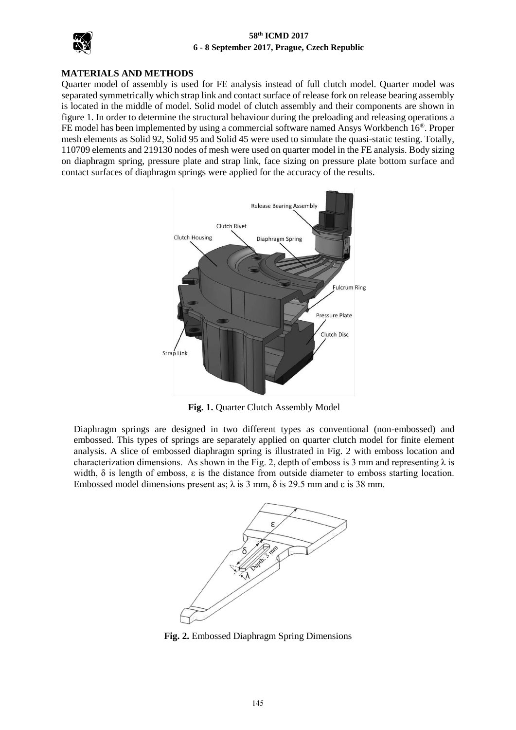## MATERIALS AND METHODS

Quarter model of assembly is used for FE analysis instead of full clutch model. Quarter model was separated symmetrically which strap link and contact surface of release fork on release bearing assembly is located in the middle of model. Solid model of clutch assembly and their components are shown in figure 1. In order to determine the structural behaviour during the preloading and releasing operations a FE model has been implemented by using a commercial software named Ansys Workbench 16®. Proper mesh elements as Solid 92, Solid 95 and Solid 45 were used to simulate the quasi-static testing. Totally, 110709 elements and 219130 nodes of mesh were used on quarter model in the FE analysis. Body sizing on diaphragm spring, pressure plate and strap link, face sizing on pressure plate bottom surface and contact surfaces of diaphragm springs were applied for the accuracy of the results.

**Fig. 1.** Quarter Clutch Assembly Model

Diaphragm springs are designed in two different types as conventional (non-embossed) and embossed. This types of springs are separately applied on quarter clutch model for finite element analysis. A slice of embossed diaphragm spring is illustrated in Fig. 2 with emboss location and characterization dimensions. As shown in the Fig. 2, depth of emboss is 3 mm and representing $\lambda$ is width, $\delta$ is length of emboss, $\varepsilon$ is the distance from outside diameter to emboss starting location. Embossed model dimensions present as; $\lambda$ is 3 mm, $\delta$ is 29.5 mm and $\varepsilon$ is 38 mm.

**Fig. 2.** Embossed Diaphragm Spring Dimensions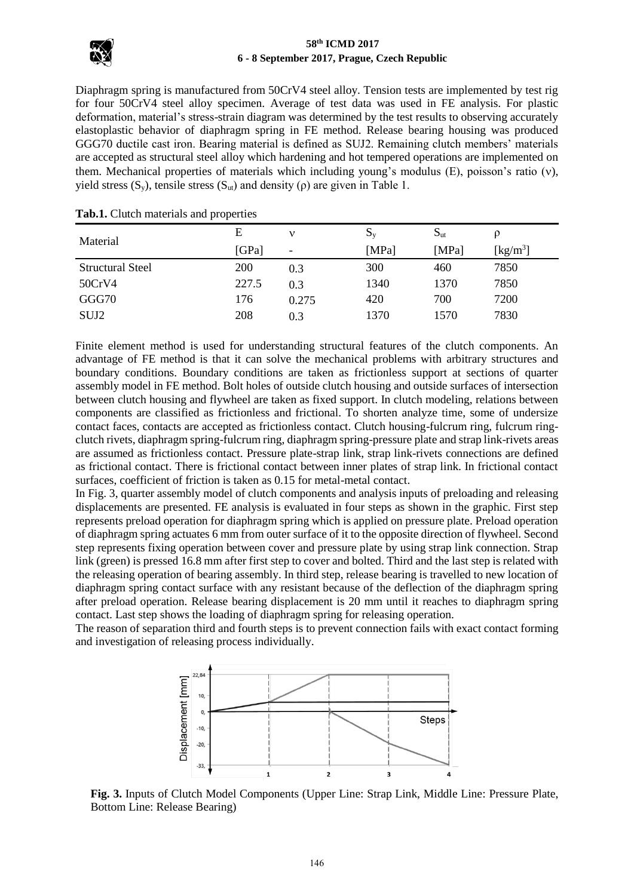Diaphragm spring is manufactured from 50CrV4 steel alloy. Tension tests are implemented by test rig for four 50CrV4 steel alloy specimen. Average of test data was used in FE analysis. For plastic deformation, material's stress-strain diagram was determined by the test results to observing accurately elastoplastic behavior of diaphragm spring in FE method. Release bearing housing was produced GGG70 ductile cast iron. Bearing material is defined as SUJ2. Remaining clutch members' materials are accepted as structural steel alloy which hardening and hot tempered operations are implemented on them. Mechanical properties of materials which including young's modulus (E), poisson's ratio (ν), yield stress ($S_y$), tensile stress ($S_{ut}$) and density (ρ) are given in Table 1.

**Tab.1.** Clutch materials and properties

| Material | E | ν | $S_y$ | $S_{ut}$ | ρ |
|---|---|---|---|---|---|
| | [GPa] | - | [MPa] | [MPa] | [kg/m$^3$] |
| Structural Steel | 200 | 0.3 | 300 | 460 | 7850 |
| 50CrV4 | 227.5 | 0.3 | 1340 | 1370 | 7850 |
| GGG70 | 176 | 0.275 | 420 | 700 | 7200 |
| SUJ2 | 208 | 0.3 | 1370 | 1570 | 7830 |

Finite element method is used for understanding structural features of the clutch components. An advantage of FE method is that it can solve the mechanical problems with arbitrary structures and boundary conditions. Boundary conditions are taken as frictionless support at sections of quarter assembly model in FE method. Bolt holes of outside clutch housing and outside surfaces of intersection between clutch housing and flywheel are taken as fixed support. In clutch modeling, relations between components are classified as frictionless and frictional. To shorten analyze time, some of undersize contact faces, contacts are accepted as frictionless contact. Clutch housing-fulcrum ring, fulcrum ring-clutch rivets, diaphragm spring-fulcrum ring, diaphragm spring-pressure plate and strap link-rivets areas are assumed as frictionless contact. Pressure plate-strap link, strap link-rivets connections are defined as frictional contact. There is frictional contact between inner plates of strap link. In frictional contact surfaces, coefficient of friction is taken as 0.15 for metal-metal contact.

In Fig. 3, quarter assembly model of clutch components and analysis inputs of preloading and releasing displacements are presented. FE analysis is evaluated in four steps as shown in the graphic. First step represents preload operation for diaphragm spring which is applied on pressure plate. Preload operation of diaphragm spring actuates 6 mm from outer surface of it to the opposite direction of flywheel. Second step represents fixing operation between cover and pressure plate by using strap link connection. Strap link (green) is pressed 16.8 mm after first step to cover and bolted. Third and the last step is related with the releasing operation of bearing assembly. In third step, release bearing is travelled to new location of diaphragm spring contact surface with any resistant because of the deflection of the diaphragm spring after preload operation. Release bearing displacement is 20 mm until it reaches to diaphragm spring contact. Last step shows the loading of diaphragm spring for releasing operation.

The reason of separation third and fourth steps is to prevent connection fails with exact contact forming and investigation of releasing process individually.

**Fig. 3.** Inputs of Clutch Model Components (Upper Line: Strap Link, Middle Line: Pressure Plate, Bottom Line: Release Bearing)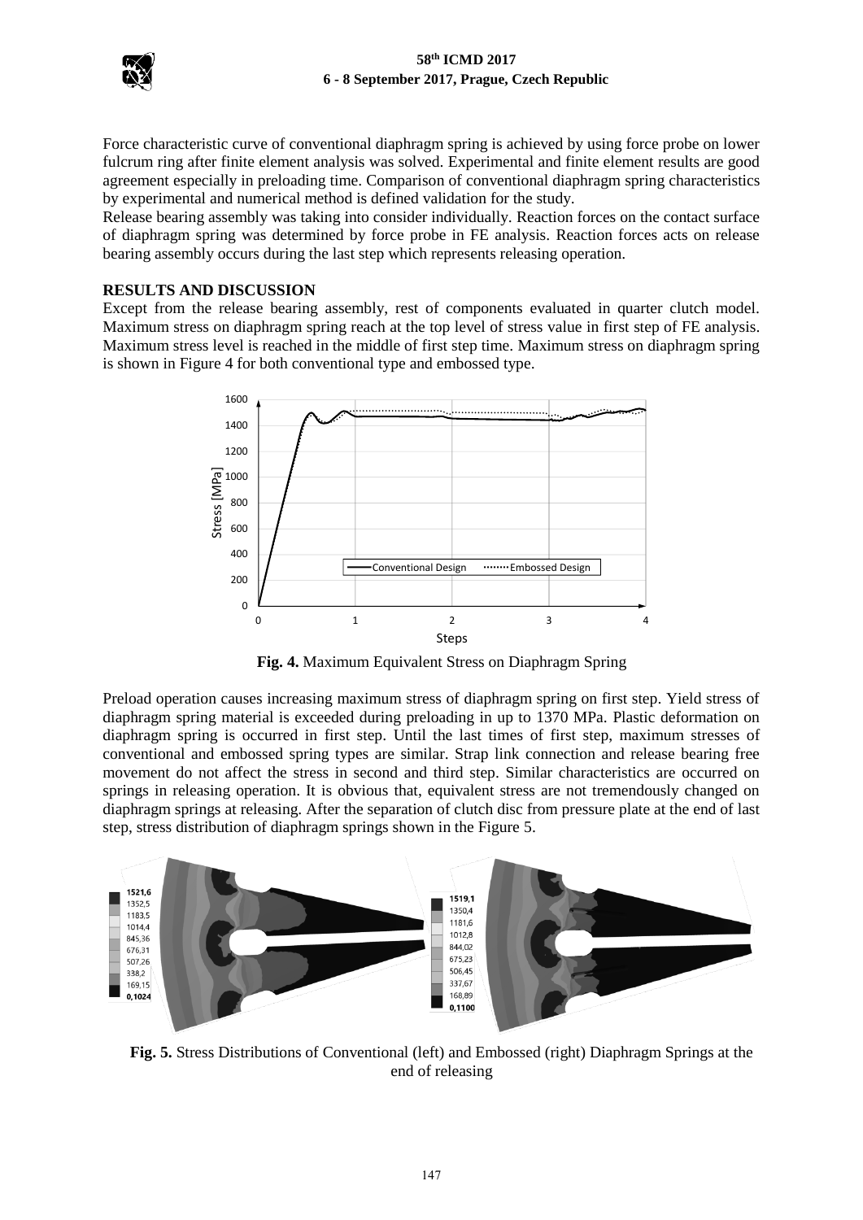Force characteristic curve of conventional diaphragm spring is achieved by using force probe on lower fulcrum ring after finite element analysis was solved. Experimental and finite element results are good agreement especially in preloading time. Comparison of conventional diaphragm spring characteristics by experimental and numerical method is defined validation for the study.

Release bearing assembly was taking into consider individually. Reaction forces on the contact surface of diaphragm spring was determined by force probe in FE analysis. Reaction forces acts on release bearing assembly occurs during the last step which represents releasing operation.

## RESULTS AND DISCUSSION

Except from the release bearing assembly, rest of components evaluated in quarter clutch model. Maximum stress on diaphragm spring reach at the top level of stress value in first step of FE analysis. Maximum stress level is reached in the middle of first step time. Maximum stress on diaphragm spring is shown in Figure 4 for both conventional type and embossed type.

**Fig. 4.** Maximum Equivalent Stress on Diaphragm Spring

Preload operation causes increasing maximum stress of diaphragm spring on first step. Yield stress of diaphragm spring material is exceeded during preloading in up to 1370 MPa. Plastic deformation on diaphragm spring is occurred in first step. Until the last times of first step, maximum stresses of conventional and embossed spring types are similar. Strap link connection and release bearing free movement do not affect the stress in second and third step. Similar characteristics are occurred on springs in releasing operation. It is obvious that, equivalent stress are not tremendously changed on diaphragm springs at releasing. After the separation of clutch disc from pressure plate at the end of last step, stress distribution of diaphragm springs shown in the Figure 5.

**Fig. 5.** Stress Distributions of Conventional (left) and Embossed (right) Diaphragm Springs at the end of releasing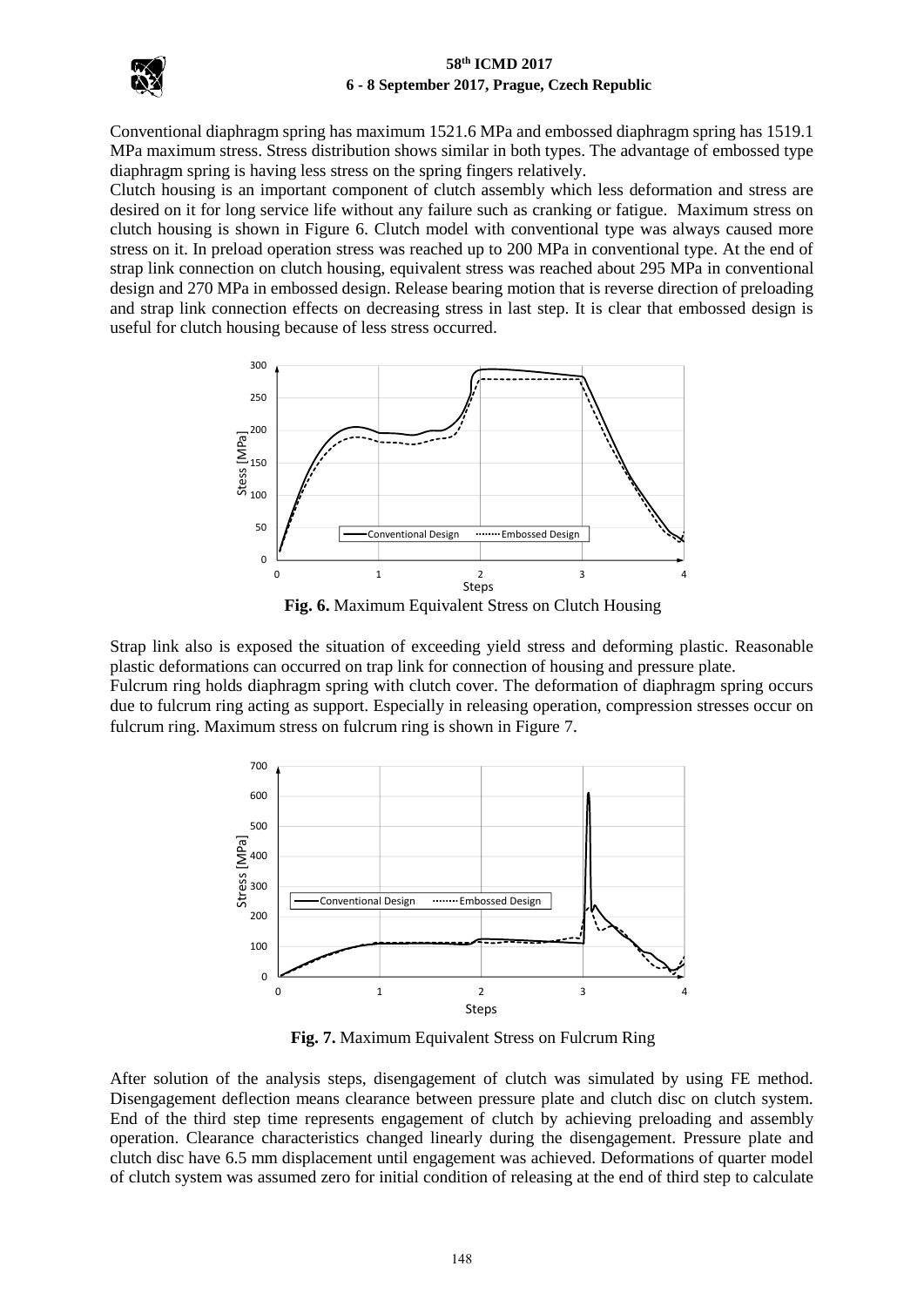Conventional diaphragm spring has maximum 1521.6 MPa and embossed diaphragm spring has 1519.1 MPa maximum stress. Stress distribution shows similar in both types. The advantage of embossed type diaphragm spring is having less stress on the spring fingers relatively.

Clutch housing is an important component of clutch assembly which less deformation and stress are desired on it for long service life without any failure such as cranking or fatigue. Maximum stress on clutch housing is shown in Figure 6. Clutch model with conventional type was always caused more stress on it. In preload operation stress was reached up to 200 MPa in conventional type. At the end of strap link connection on clutch housing, equivalent stress was reached about 295 MPa in conventional design and 270 MPa in embossed design. Release bearing motion that is reverse direction of preloading and strap link connection effects on decreasing stress in last step. It is clear that embossed design is useful for clutch housing because of less stress occurred.

**Fig. 6.** Maximum Equivalent Stress on Clutch Housing

Strap link also is exposed the situation of exceeding yield stress and deforming plastic. Reasonable plastic deformations can occurred on trap link for connection of housing and pressure plate.

Fulcrum ring holds diaphragm spring with clutch cover. The deformation of diaphragm spring occurs due to fulcrum ring acting as support. Especially in releasing operation, compression stresses occur on fulcrum ring. Maximum stress on fulcrum ring is shown in Figure 7.

**Fig. 7.** Maximum Equivalent Stress on Fulcrum Ring

After solution of the analysis steps, disengagement of clutch was simulated by using FE method. Disengagement deflection means clearance between pressure plate and clutch disc on clutch system. End of the third step time represents engagement of clutch by achieving preloading and assembly operation. Clearance characteristics changed linearly during the disengagement. Pressure plate and clutch disc have 6.5 mm displacement until engagement was achieved. Deformations of quarter model of clutch system was assumed zero for initial condition of releasing at the end of third step to calculate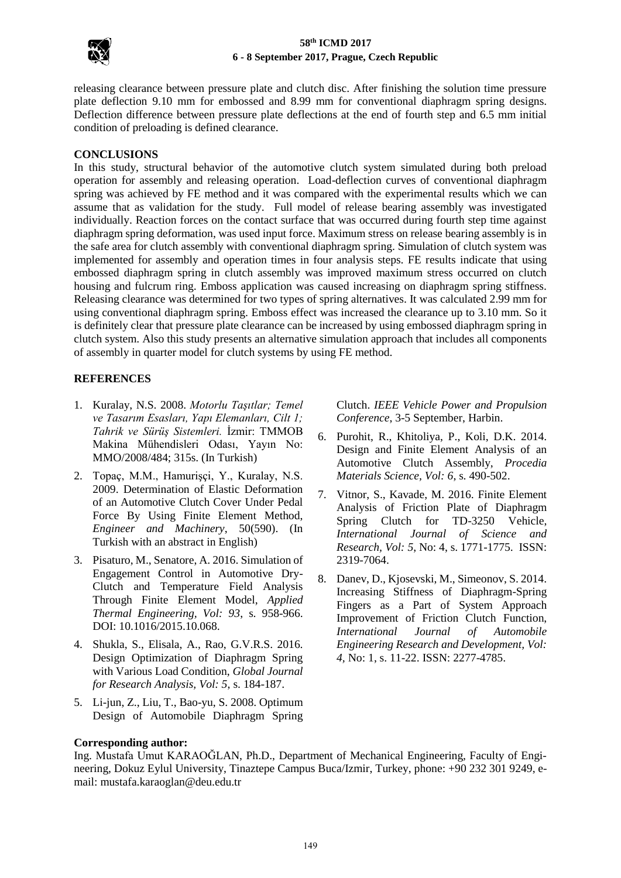releasing clearance between pressure plate and clutch disc. After finishing the solution time pressure plate deflection 9.10 mm for embossed and 8.99 mm for conventional diaphragm spring designs. Deflection difference between pressure plate deflections at the end of fourth step and 6.5 mm initial condition of preloading is defined clearance.

## CONCLUSIONS

In this study, structural behavior of the automotive clutch system simulated during both preload operation for assembly and releasing operation. Load-deflection curves of conventional diaphragm spring was achieved by FE method and it was compared with the experimental results which we can assume that as validation for the study. Full model of release bearing assembly was investigated individually. Reaction forces on the contact surface that was occurred during fourth step time against diaphragm spring deformation, was used input force. Maximum stress on release bearing assembly is in the safe area for clutch assembly with conventional diaphragm spring. Simulation of clutch system was implemented for assembly and operation times in four analysis steps. FE results indicate that using embossed diaphragm spring in clutch assembly was improved maximum stress occurred on clutch housing and fulcrum ring. Emboss application was caused increasing on diaphragm spring stiffness. Releasing clearance was determined for two types of spring alternatives. It was calculated 2.99 mm for using conventional diaphragm spring. Emboss effect was increased the clearance up to 3.10 mm. So it is definitely clear that pressure plate clearance can be increased by using embossed diaphragm spring in clutch system. Also this study presents an alternative simulation approach that includes all components of assembly in quarter model for clutch systems by using FE method.

## REFERENCES

1. Kuralay, N.S. 2008. *Motorlu Taşıtlar; Temel ve Tasarım Esasları, Yapı Elemanları, Cilt 1; Tahrik ve Sürüş Sistemleri.* İzmir: TMMOB Makina Mühendisleri Odası, Yayın No: MMO/2008/484; 315s. (In Turkish)
2. Topaç, M.M., Hamurişçi, Y., Kuralay, N.S. 2009. Determination of Elastic Deformation of an Automotive Clutch Cover Under Pedal Force By Using Finite Element Method, *Engineer and Machinery*, 50(590). (In Turkish with an abstract in English)
3. Pisaturo, M., Senatore, A. 2016. Simulation of Engagement Control in Automotive Dry-Clutch and Temperature Field Analysis Through Finite Element Model, *Applied Thermal Engineering, Vol: 93*, s. 958-966. DOI: 10.1016/2015.10.068.
4. Shukla, S., Elisala, A., Rao, G.V.R.S. 2016. Design Optimization of Diaphragm Spring with Various Load Condition, *Global Journal for Research Analysis, Vol: 5*, s. 184-187.
5. Li-jun, Z., Liu, T., Bao-yu, S. 2008. Optimum Design of Automobile Diaphragm Spring Clutch. *IEEE Vehicle Power and Propulsion Conference*, 3-5 September, Harbin.
6. Purohit, R., Khitoliya, P., Koli, D.K. 2014. Design and Finite Element Analysis of an Automotive Clutch Assembly, *Procedia Materials Science, Vol: 6*, s. 490-502.
7. Vitnor, S., Kavade, M. 2016. Finite Element Analysis of Friction Plate of Diaphragm Spring Clutch for TD-3250 Vehicle, *International Journal of Science and Research, Vol: 5*, No: 4, s. 1771-1775. ISSN: 2319-7064.
8. Danev, D., Kjosevski, M., Simeonov, S. 2014. Increasing Stiffness of Diaphragm-Spring Fingers as a Part of System Approach Improvement of Friction Clutch Function, *International Journal of Automobile Engineering Research and Development, Vol: 4*, No: 1, s. 11-22. ISSN: 2277-4785.

**Corresponding author:**

Ing. Mustafa Umut KARAOĞLAN, Ph.D., Department of Mechanical Engineering, Faculty of Engineering, Dokuz Eylul University, Tinaztepe Campus Buca/Izmir, Turkey, phone: +90 232 301 9249, e-mail: mustafa.karaoglan@deu.edu.tr